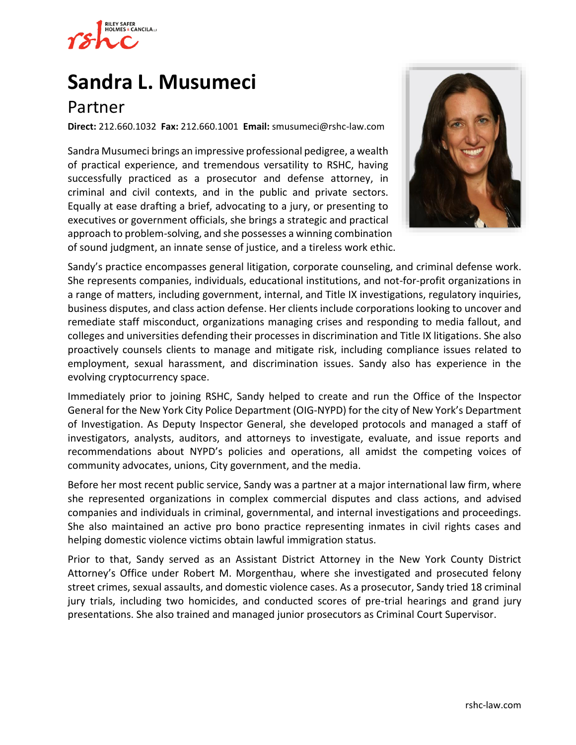# Sandra L. Musumeci

## Partner

**Direct:** 212.660.1032 **Fax:** 212.660.1001 **Email:** smusumeci@rshc-law.com

Sandra Musumeci brings an impressive professional pedigree, a wealth of practical experience, and tremendous versatility to RSHC, having successfully practiced as a prosecutor and defense attorney, in criminal and civil contexts, and in the public and private sectors. Equally at ease drafting a brief, advocating to a jury, or presenting to executives or government officials, she brings a strategic and practical approach to problem-solving, and she possesses a winning combination of sound judgment, an innate sense of justice, and a tireless work ethic.

Sandy's practice encompasses general litigation, corporate counseling, and criminal defense work. She represents companies, individuals, educational institutions, and not-for-profit organizations in a range of matters, including government, internal, and Title IX investigations, regulatory inquiries, business disputes, and class action defense. Her clients include corporations looking to uncover and remediate staff misconduct, organizations managing crises and responding to media fallout, and colleges and universities defending their processes in discrimination and Title IX litigations. She also proactively counsels clients to manage and mitigate risk, including compliance issues related to employment, sexual harassment, and discrimination issues. Sandy also has experience in the evolving cryptocurrency space.

Immediately prior to joining RSHC, Sandy helped to create and run the Office of the Inspector General for the New York City Police Department (OIG-NYPD) for the city of New York's Department of Investigation. As Deputy Inspector General, she developed protocols and managed a staff of investigators, analysts, auditors, and attorneys to investigate, evaluate, and issue reports and recommendations about NYPD's policies and operations, all amidst the competing voices of community advocates, unions, City government, and the media.

Before her most recent public service, Sandy was a partner at a major international law firm, where she represented organizations in complex commercial disputes and class actions, and advised companies and individuals in criminal, governmental, and internal investigations and proceedings. She also maintained an active pro bono practice representing inmates in civil rights cases and helping domestic violence victims obtain lawful immigration status.

Prior to that, Sandy served as an Assistant District Attorney in the New York County District Attorney's Office under Robert M. Morgenthau, where she investigated and prosecuted felony street crimes, sexual assaults, and domestic violence cases. As a prosecutor, Sandy tried 18 criminal jury trials, including two homicides, and conducted scores of pre-trial hearings and grand jury presentations. She also trained and managed junior prosecutors as Criminal Court Supervisor.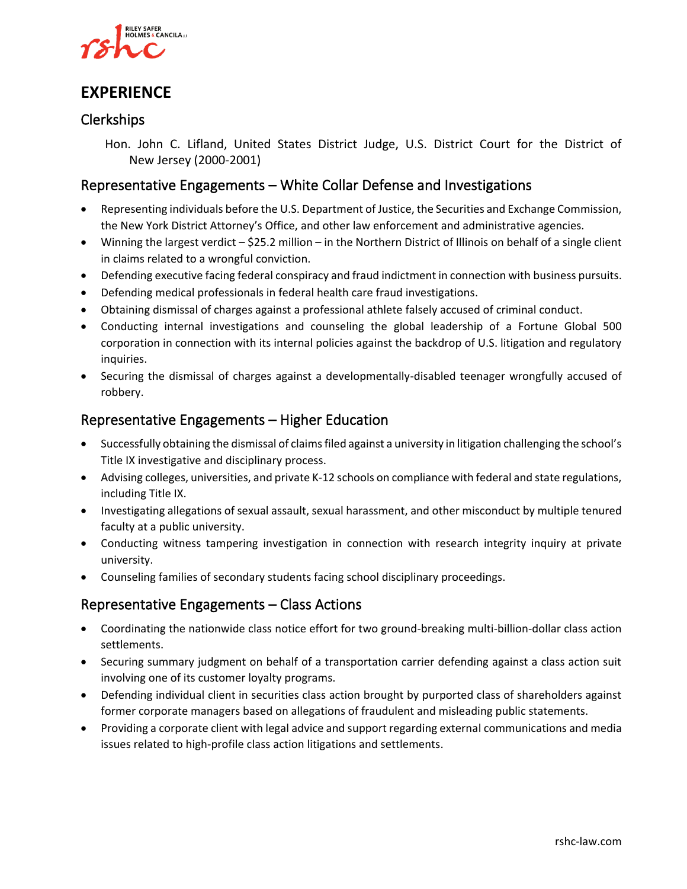# EXPERIENCE

## Clerkships

Hon. John C. Lifland, United States District Judge, U.S. District Court for the District of New Jersey (2000-2001)

## Representative Engagements – White Collar Defense and Investigations

- Representing individuals before the U.S. Department of Justice, the Securities and Exchange Commission, the New York District Attorney's Office, and other law enforcement and administrative agencies.
- Winning the largest verdict – $25.2 million – in the Northern District of Illinois on behalf of a single client in claims related to a wrongful conviction.
- Defending executive facing federal conspiracy and fraud indictment in connection with business pursuits.
- Defending medical professionals in federal health care fraud investigations.
- Obtaining dismissal of charges against a professional athlete falsely accused of criminal conduct.
- Conducting internal investigations and counseling the global leadership of a Fortune Global 500 corporation in connection with its internal policies against the backdrop of U.S. litigation and regulatory inquiries.
- Securing the dismissal of charges against a developmentally-disabled teenager wrongfully accused of robbery.

## Representative Engagements – Higher Education

- Successfully obtaining the dismissal of claims filed against a university in litigation challenging the school's Title IX investigative and disciplinary process.
- Advising colleges, universities, and private K-12 schools on compliance with federal and state regulations, including Title IX.
- Investigating allegations of sexual assault, sexual harassment, and other misconduct by multiple tenured faculty at a public university.
- Conducting witness tampering investigation in connection with research integrity inquiry at private university.
- Counseling families of secondary students facing school disciplinary proceedings.

## Representative Engagements – Class Actions

- Coordinating the nationwide class notice effort for two ground-breaking multi-billion-dollar class action settlements.
- Securing summary judgment on behalf of a transportation carrier defending against a class action suit involving one of its customer loyalty programs.
- Defending individual client in securities class action brought by purported class of shareholders against former corporate managers based on allegations of fraudulent and misleading public statements.
- Providing a corporate client with legal advice and support regarding external communications and media issues related to high-profile class action litigations and settlements.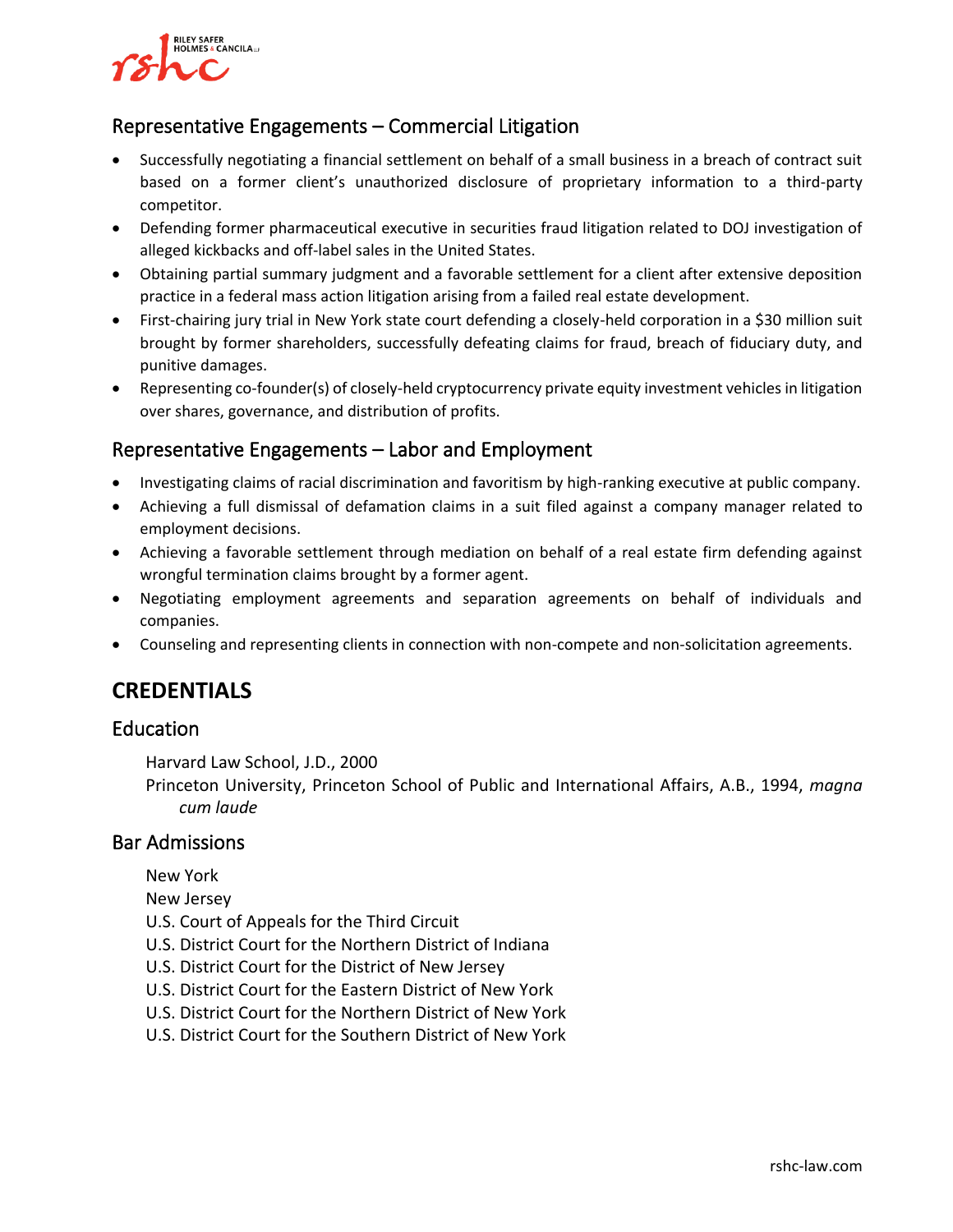## Representative Engagements – Commercial Litigation

- Successfully negotiating a financial settlement on behalf of a small business in a breach of contract suit based on a former client's unauthorized disclosure of proprietary information to a third-party competitor.
- Defending former pharmaceutical executive in securities fraud litigation related to DOJ investigation of alleged kickbacks and off-label sales in the United States.
- Obtaining partial summary judgment and a favorable settlement for a client after extensive deposition practice in a federal mass action litigation arising from a failed real estate development.
- First-chairing jury trial in New York state court defending a closely-held corporation in a $30 million suit brought by former shareholders, successfully defeating claims for fraud, breach of fiduciary duty, and punitive damages.
- Representing co-founder(s) of closely-held cryptocurrency private equity investment vehicles in litigation over shares, governance, and distribution of profits.

## Representative Engagements – Labor and Employment

- Investigating claims of racial discrimination and favoritism by high-ranking executive at public company.
- Achieving a full dismissal of defamation claims in a suit filed against a company manager related to employment decisions.
- Achieving a favorable settlement through mediation on behalf of a real estate firm defending against wrongful termination claims brought by a former agent.
- Negotiating employment agreements and separation agreements on behalf of individuals and companies.
- Counseling and representing clients in connection with non-compete and non-solicitation agreements.

# CREDENTIALS

## Education

Harvard Law School, J.D., 2000
Princeton University, Princeton School of Public and International Affairs, A.B., 1994, *magna cum laude*

## Bar Admissions

New York
New Jersey
U.S. Court of Appeals for the Third Circuit
U.S. District Court for the Northern District of Indiana
U.S. District Court for the District of New Jersey
U.S. District Court for the Eastern District of New York
U.S. District Court for the Northern District of New York
U.S. District Court for the Southern District of New York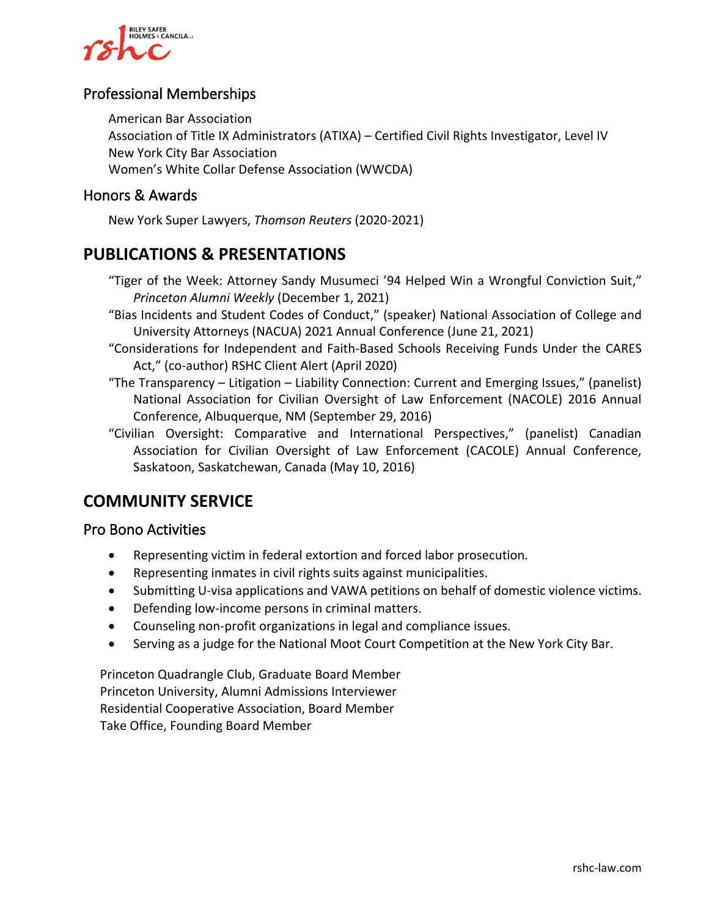## Professional Memberships

American Bar Association
Association of Title IX Administrators (ATIXA) – Certified Civil Rights Investigator, Level IV
New York City Bar Association
Women's White Collar Defense Association (WWCDA)

## Honors & Awards

New York Super Lawyers, *Thomson Reuters* (2020-2021)

# PUBLICATIONS & PRESENTATIONS

"Tiger of the Week: Attorney Sandy Musumeci '94 Helped Win a Wrongful Conviction Suit," *Princeton Alumni Weekly* (December 1, 2021)

"Bias Incidents and Student Codes of Conduct," (speaker) National Association of College and University Attorneys (NACUA) 2021 Annual Conference (June 21, 2021)

"Considerations for Independent and Faith-Based Schools Receiving Funds Under the CARES Act," (co-author) RSHC Client Alert (April 2020)

"The Transparency – Litigation – Liability Connection: Current and Emerging Issues," (panelist) National Association for Civilian Oversight of Law Enforcement (NACOLE) 2016 Annual Conference, Albuquerque, NM (September 29, 2016)

"Civilian Oversight: Comparative and International Perspectives," (panelist) Canadian Association for Civilian Oversight of Law Enforcement (CACOLE) Annual Conference, Saskatoon, Saskatchewan, Canada (May 10, 2016)

# COMMUNITY SERVICE

## Pro Bono Activities

- Representing victim in federal extortion and forced labor prosecution.
- Representing inmates in civil rights suits against municipalities.
- Submitting U-visa applications and VAWA petitions on behalf of domestic violence victims.
- Defending low-income persons in criminal matters.
- Counseling non-profit organizations in legal and compliance issues.
- Serving as a judge for the National Moot Court Competition at the New York City Bar.

Princeton Quadrangle Club, Graduate Board Member
Princeton University, Alumni Admissions Interviewer
Residential Cooperative Association, Board Member
Take Office, Founding Board Member